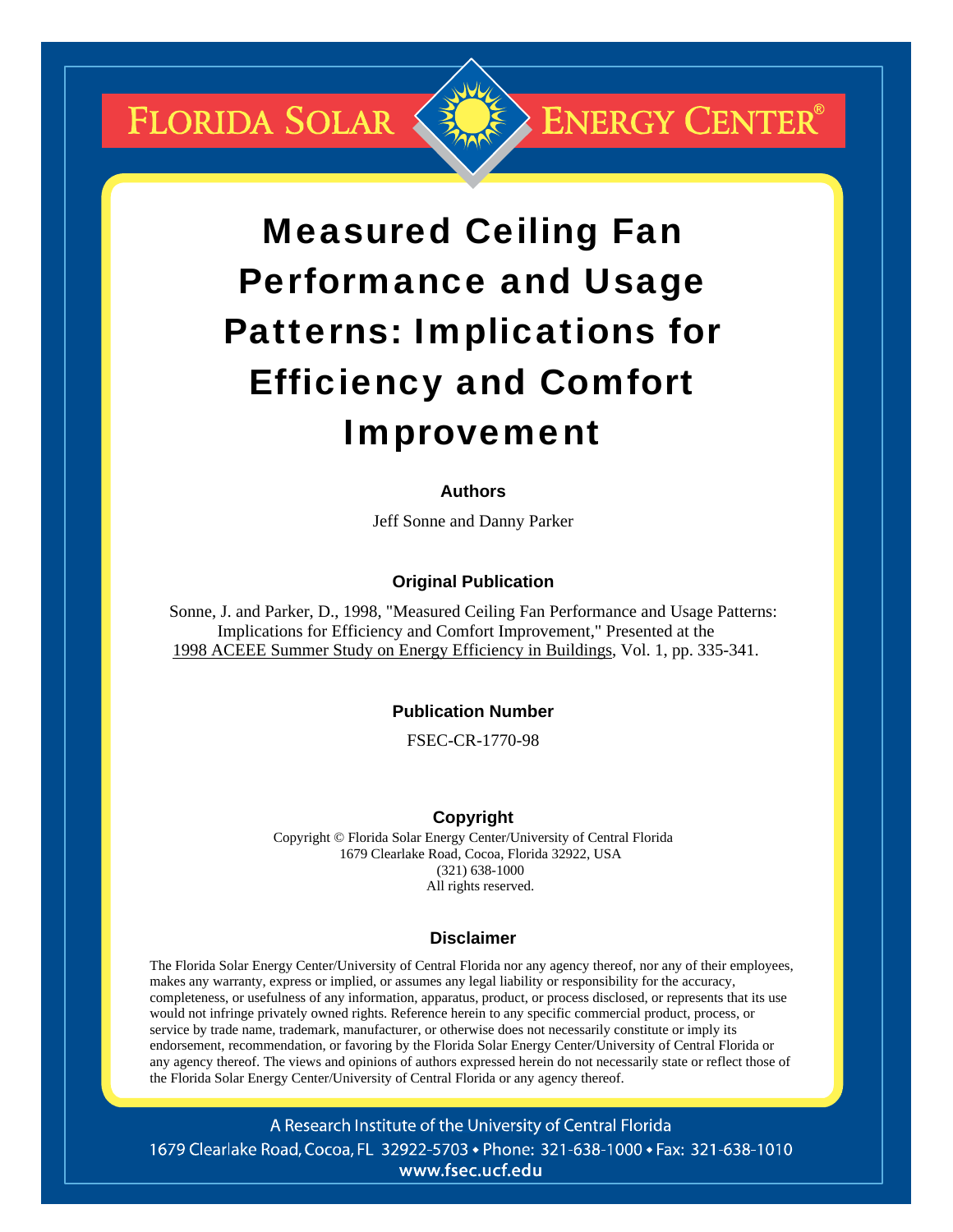FLORIDA SOLAR ENERGY CENTER®

# Measured Ceiling Fan Performance and Usage Patterns: Implications for Efficiency and Comfort Improvement

**Authors**

Jeff Sonne and Danny Parker

**Original Publication**

Sonne, J. and Parker, D., 1998, "Measured Ceiling Fan Performance and Usage Patterns: Implications for Efficiency and Comfort Improvement," Presented at the 1998 ACEEE Summer Study on Energy Efficiency in Buildings, Vol. 1, pp. 335-341.

**Publication Number**

FSEC-CR-1770-98

**Copyright**

Copyright © Florida Solar Energy Center/University of Central Florida
1679 Clearlake Road, Cocoa, Florida 32922, USA
(321) 638-1000
All rights reserved.

**Disclaimer**

The Florida Solar Energy Center/University of Central Florida nor any agency thereof, nor any of their employees, makes any warranty, express or implied, or assumes any legal liability or responsibility for the accuracy, completeness, or usefulness of any information, apparatus, product, or process disclosed, or represents that its use would not infringe privately owned rights. Reference herein to any specific commercial product, process, or service by trade name, trademark, manufacturer, or otherwise does not necessarily constitute or imply its endorsement, recommendation, or favoring by the Florida Solar Energy Center/University of Central Florida or any agency thereof. The views and opinions of authors expressed herein do not necessarily state or reflect those of the Florida Solar Energy Center/University of Central Florida or any agency thereof.

A Research Institute of the University of Central Florida
1679 Clearlake Road, Cocoa, FL 32922-5703 • Phone: 321-638-1000 • Fax: 321-638-1010
www.fsec.ucf.edu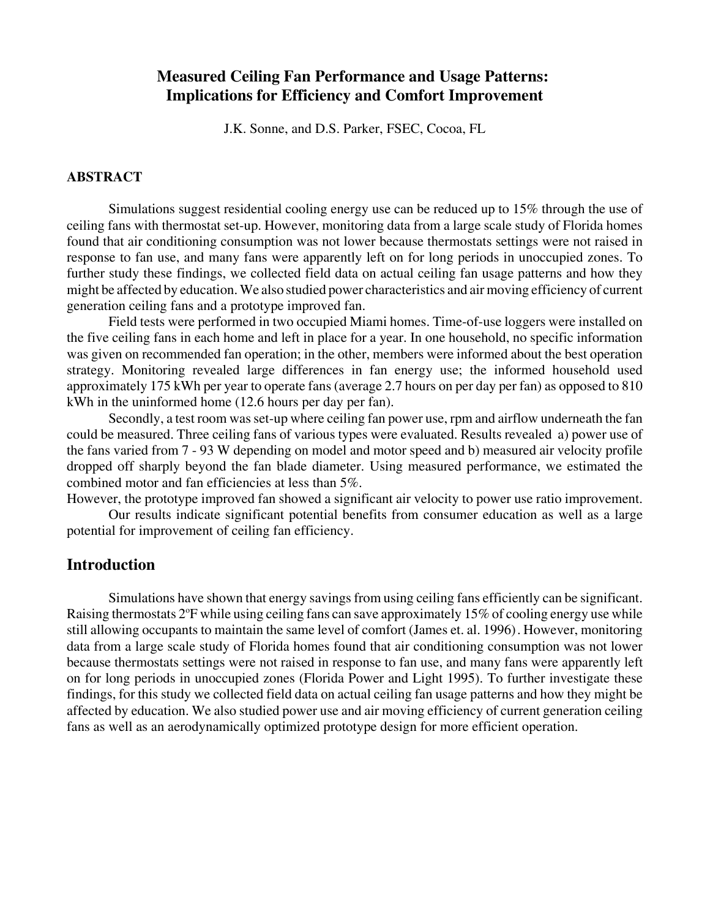# Measured Ceiling Fan Performance and Usage Patterns: Implications for Efficiency and Comfort Improvement

J.K. Sonne, and D.S. Parker, FSEC, Cocoa, FL

### ABSTRACT

Simulations suggest residential cooling energy use can be reduced up to 15% through the use of ceiling fans with thermostat set-up. However, monitoring data from a large scale study of Florida homes found that air conditioning consumption was not lower because thermostats settings were not raised in response to fan use, and many fans were apparently left on for long periods in unoccupied zones. To further study these findings, we collected field data on actual ceiling fan usage patterns and how they might be affected by education. We also studied power characteristics and air moving efficiency of current generation ceiling fans and a prototype improved fan.

Field tests were performed in two occupied Miami homes. Time-of-use loggers were installed on the five ceiling fans in each home and left in place for a year. In one household, no specific information was given on recommended fan operation; in the other, members were informed about the best operation strategy. Monitoring revealed large differences in fan energy use; the informed household used approximately 175 kWh per year to operate fans (average 2.7 hours on per day per fan) as opposed to 810 kWh in the uninformed home (12.6 hours per day per fan).

Secondly, a test room was set-up where ceiling fan power use, rpm and airflow underneath the fan could be measured. Three ceiling fans of various types were evaluated. Results revealed a) power use of the fans varied from 7 - 93 W depending on model and motor speed and b) measured air velocity profile dropped off sharply beyond the fan blade diameter. Using measured performance, we estimated the combined motor and fan efficiencies at less than 5%.
However, the prototype improved fan showed a significant air velocity to power use ratio improvement.

Our results indicate significant potential benefits from consumer education as well as a large potential for improvement of ceiling fan efficiency.

## Introduction

Simulations have shown that energy savings from using ceiling fans efficiently can be significant. Raising thermostats 2°F while using ceiling fans can save approximately 15% of cooling energy use while still allowing occupants to maintain the same level of comfort (James et. al. 1996). However, monitoring data from a large scale study of Florida homes found that air conditioning consumption was not lower because thermostats settings were not raised in response to fan use, and many fans were apparently left on for long periods in unoccupied zones (Florida Power and Light 1995). To further investigate these findings, for this study we collected field data on actual ceiling fan usage patterns and how they might be affected by education. We also studied power use and air moving efficiency of current generation ceiling fans as well as an aerodynamically optimized prototype design for more efficient operation.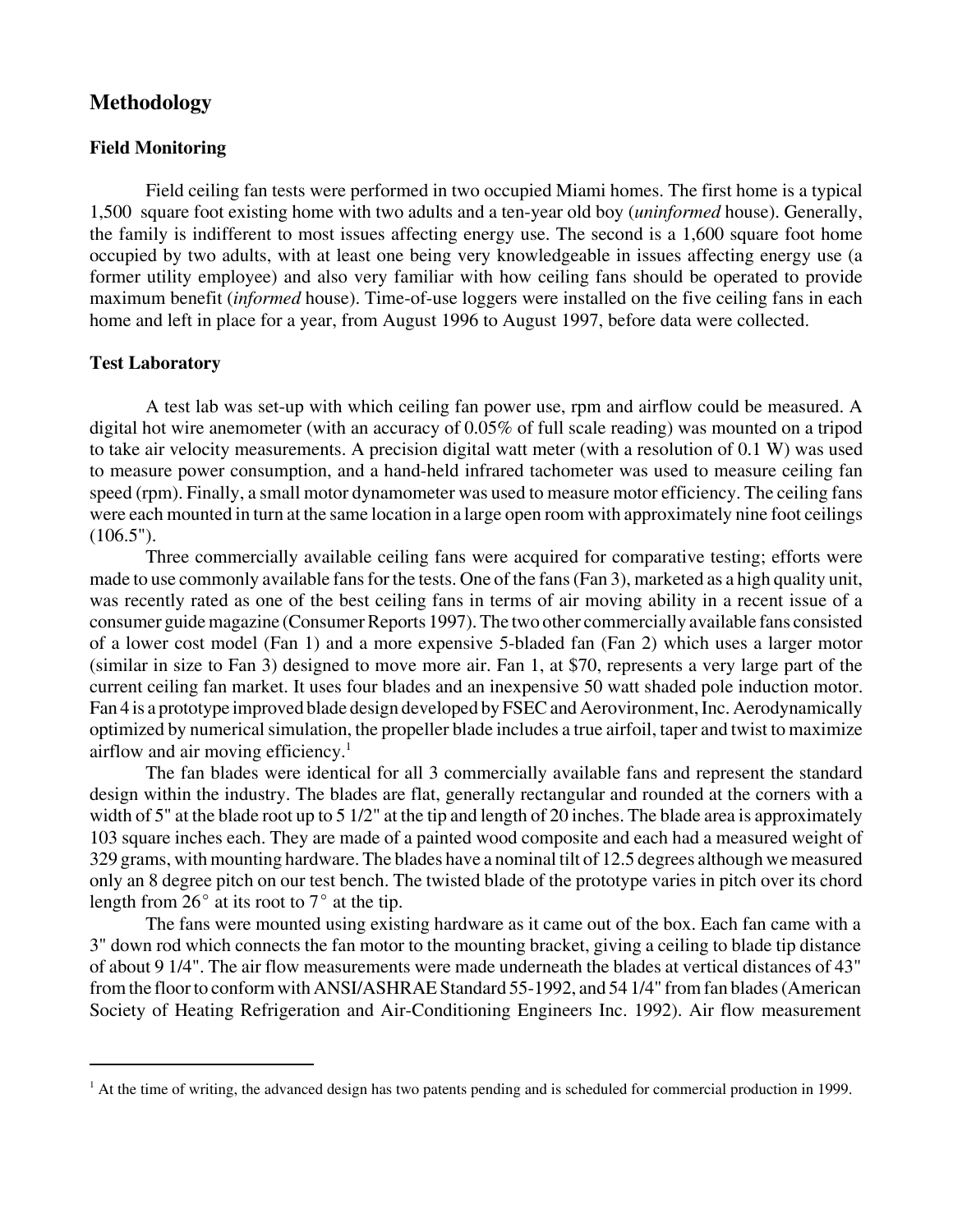## Methodology

### Field Monitoring

Field ceiling fan tests were performed in two occupied Miami homes. The first home is a typical 1,500 square foot existing home with two adults and a ten-year old boy (*uninformed* house). Generally, the family is indifferent to most issues affecting energy use. The second is a 1,600 square foot home occupied by two adults, with at least one being very knowledgeable in issues affecting energy use (a former utility employee) and also very familiar with how ceiling fans should be operated to provide maximum benefit (*informed* house). Time-of-use loggers were installed on the five ceiling fans in each home and left in place for a year, from August 1996 to August 1997, before data were collected.

### Test Laboratory

A test lab was set-up with which ceiling fan power use, rpm and airflow could be measured. A digital hot wire anemometer (with an accuracy of 0.05% of full scale reading) was mounted on a tripod to take air velocity measurements. A precision digital watt meter (with a resolution of 0.1 W) was used to measure power consumption, and a hand-held infrared tachometer was used to measure ceiling fan speed (rpm). Finally, a small motor dynamometer was used to measure motor efficiency. The ceiling fans were each mounted in turn at the same location in a large open room with approximately nine foot ceilings (106.5").

Three commercially available ceiling fans were acquired for comparative testing; efforts were made to use commonly available fans for the tests. One of the fans (Fan 3), marketed as a high quality unit, was recently rated as one of the best ceiling fans in terms of air moving ability in a recent issue of a consumer guide magazine (Consumer Reports 1997). The two other commercially available fans consisted of a lower cost model (Fan 1) and a more expensive 5-bladed fan (Fan 2) which uses a larger motor (similar in size to Fan 3) designed to move more air. Fan 1, at $70, represents a very large part of the current ceiling fan market. It uses four blades and an inexpensive 50 watt shaded pole induction motor. Fan 4 is a prototype improved blade design developed by FSEC and Aerovironment, Inc. Aerodynamically optimized by numerical simulation, the propeller blade includes a true airfoil, taper and twist to maximize airflow and air moving efficiency.[1]

The fan blades were identical for all 3 commercially available fans and represent the standard design within the industry. The blades are flat, generally rectangular and rounded at the corners with a width of 5" at the blade root up to 5 1/2" at the tip and length of 20 inches. The blade area is approximately 103 square inches each. They are made of a painted wood composite and each had a measured weight of 329 grams, with mounting hardware. The blades have a nominal tilt of 12.5 degrees although we measured only an 8 degree pitch on our test bench. The twisted blade of the prototype varies in pitch over its chord length from 26° at its root to 7° at the tip.

The fans were mounted using existing hardware as it came out of the box. Each fan came with a 3" down rod which connects the fan motor to the mounting bracket, giving a ceiling to blade tip distance of about 9 1/4". The air flow measurements were made underneath the blades at vertical distances of 43" from the floor to conform with ANSI/ASHRAE Standard 55-1992, and 54 1/4" from fan blades (American Society of Heating Refrigeration and Air-Conditioning Engineers Inc. 1992). Air flow measurement

---

[1] At the time of writing, the advanced design has two patents pending and is scheduled for commercial production in 1999.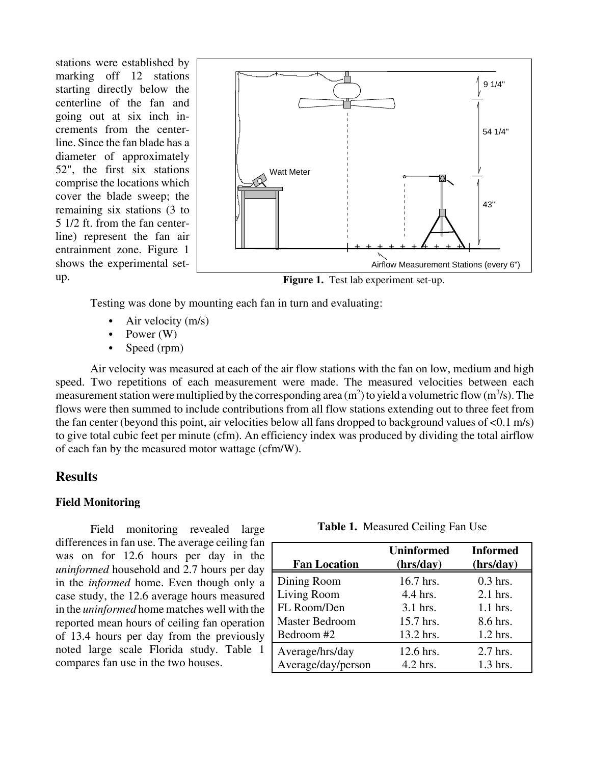stations were established by marking off 12 stations starting directly below the centerline of the fan and going out at six inch increments from the centerline. Since the fan blade has a diameter of approximately 52", the first six stations comprise the locations which cover the blade sweep; the remaining six stations (3 to 5 1/2 ft. from the fan centerline) represent the fan air entrainment zone. Figure 1 shows the experimental set-up.

**Figure 1.** Test lab experiment set-up.

Testing was done by mounting each fan in turn and evaluating:

- Air velocity (m/s)
- Power (W)
- Speed (rpm)

Air velocity was measured at each of the air flow stations with the fan on low, medium and high speed. Two repetitions of each measurement were made. The measured velocities between each measurement station were multiplied by the corresponding area ($m^2$) to yield a volumetric flow ($m^3$/s). The flows were then summed to include contributions from all flow stations extending out to three feet from the fan center (beyond this point, air velocities below all fans dropped to background values of <0.1 m/s) to give total cubic feet per minute (cfm). An efficiency index was produced by dividing the total airflow of each fan by the measured motor wattage (cfm/W).

## Results

### Field Monitoring

Field monitoring revealed large differences in fan use. The average ceiling fan was on for 12.6 hours per day in the *uninformed* household and 2.7 hours per day in the *informed* home. Even though only a case study, the 12.6 average hours measured in the *uninformed* home matches well with the reported mean hours of ceiling fan operation of 13.4 hours per day from the previously noted large scale Florida study. Table 1 compares fan use in the two houses.

**Table 1.** Measured Ceiling Fan Use

| Fan Location | Uninformed (hrs/day) | Informed (hrs/day) |
|---|---|---|
| Dining Room | 16.7 hrs. | 0.3 hrs. |
| Living Room | 4.4 hrs. | 2.1 hrs. |
| FL Room/Den | 3.1 hrs. | 1.1 hrs. |
| Master Bedroom | 15.7 hrs. | 8.6 hrs. |
| Bedroom #2 | 13.2 hrs. | 1.2 hrs. |
| Average/hrs/day | 12.6 hrs. | 2.7 hrs. |
| Average/day/person | 4.2 hrs. | 1.3 hrs. |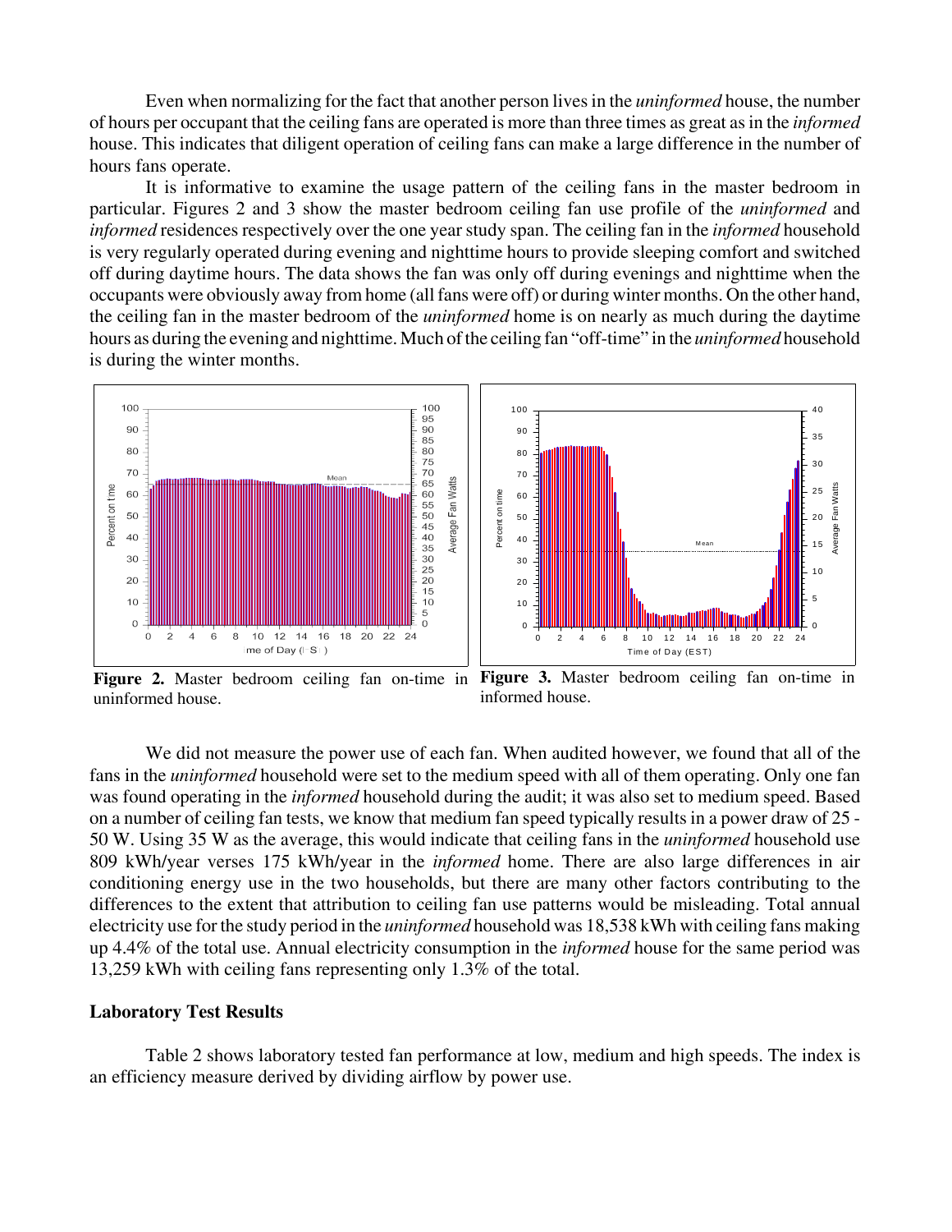Even when normalizing for the fact that another person lives in the *uninformed* house, the number of hours per occupant that the ceiling fans are operated is more than three times as great as in the *informed* house. This indicates that diligent operation of ceiling fans can make a large difference in the number of hours fans operate.

It is informative to examine the usage pattern of the ceiling fans in the master bedroom in particular. Figures 2 and 3 show the master bedroom ceiling fan use profile of the *uninformed* and *informed* residences respectively over the one year study span. The ceiling fan in the *informed* household is very regularly operated during evening and nighttime hours to provide sleeping comfort and switched off during daytime hours. The data shows the fan was only off during evenings and nighttime when the occupants were obviously away from home (all fans were off) or during winter months. On the other hand, the ceiling fan in the master bedroom of the *uninformed* home is on nearly as much during the daytime hours as during the evening and nighttime. Much of the ceiling fan "off-time" in the *uninformed* household is during the winter months.

**Figure 2.** Master bedroom ceiling fan on-time in uninformed house.

**Figure 3.** Master bedroom ceiling fan on-time in informed house.

We did not measure the power use of each fan. When audited however, we found that all of the fans in the *uninformed* household were set to the medium speed with all of them operating. Only one fan was found operating in the *informed* household during the audit; it was also set to medium speed. Based on a number of ceiling fan tests, we know that medium fan speed typically results in a power draw of 25 - 50 W. Using 35 W as the average, this would indicate that ceiling fans in the *uninformed* household use 809 kWh/year verses 175 kWh/year in the *informed* home. There are also large differences in air conditioning energy use in the two households, but there are many other factors contributing to the differences to the extent that attribution to ceiling fan use patterns would be misleading. Total annual electricity use for the study period in the *uninformed* household was 18,538 kWh with ceiling fans making up 4.4% of the total use. Annual electricity consumption in the *informed* house for the same period was 13,259 kWh with ceiling fans representing only 1.3% of the total.

### Laboratory Test Results

Table 2 shows laboratory tested fan performance at low, medium and high speeds. The index is an efficiency measure derived by dividing airflow by power use.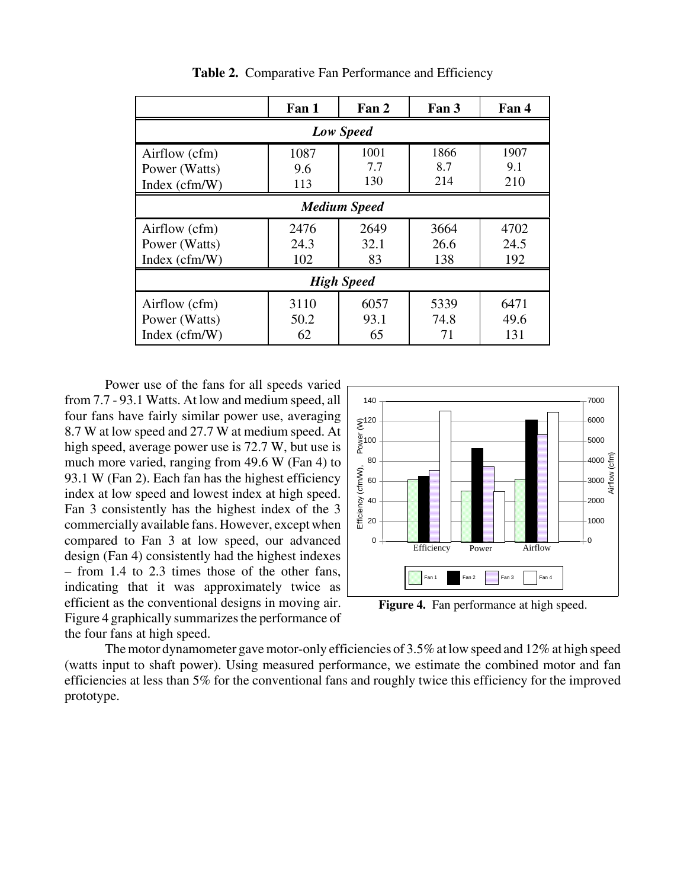**Table 2.** Comparative Fan Performance and Efficiency

| | Fan 1 | Fan 2 | Fan 3 | Fan 4 |
|---|---|---|---|---|
| ***Low Speed*** | | | | |
| Airflow (cfm) | 1087 | 1001 | 1866 | 1907 |
| Power (Watts) | 9.6 | 7.7 | 8.7 | 9.1 |
| Index (cfm/W) | 113 | 130 | 214 | 210 |
| ***Medium Speed*** | | | | |
| Airflow (cfm) | 2476 | 2649 | 3664 | 4702 |
| Power (Watts) | 24.3 | 32.1 | 26.6 | 24.5 |
| Index (cfm/W) | 102 | 83 | 138 | 192 |
| ***High Speed*** | | | | |
| Airflow (cfm) | 3110 | 6057 | 5339 | 6471 |
| Power (Watts) | 50.2 | 93.1 | 74.8 | 49.6 |
| Index (cfm/W) | 62 | 65 | 71 | 131 |

Power use of the fans for all speeds varied from 7.7 - 93.1 Watts. At low and medium speed, all four fans have fairly similar power use, averaging 8.7 W at low speed and 27.7 W at medium speed. At high speed, average power use is 72.7 W, but use is much more varied, ranging from 49.6 W (Fan 4) to 93.1 W (Fan 2). Each fan has the highest efficiency index at low speed and lowest index at high speed. Fan 3 consistently has the highest index of the 3 commercially available fans. However, except when compared to Fan 3 at low speed, our advanced design (Fan 4) consistently had the highest indexes – from 1.4 to 2.3 times those of the other fans, indicating that it was approximately twice as efficient as the conventional designs in moving air. Figure 4 graphically summarizes the performance of the four fans at high speed.

**Figure 4.** Fan performance at high speed.

The motor dynamometer gave motor-only efficiencies of 3.5% at low speed and 12% at high speed (watts input to shaft power). Using measured performance, we estimate the combined motor and fan efficiencies at less than 5% for the conventional fans and roughly twice this efficiency for the improved prototype.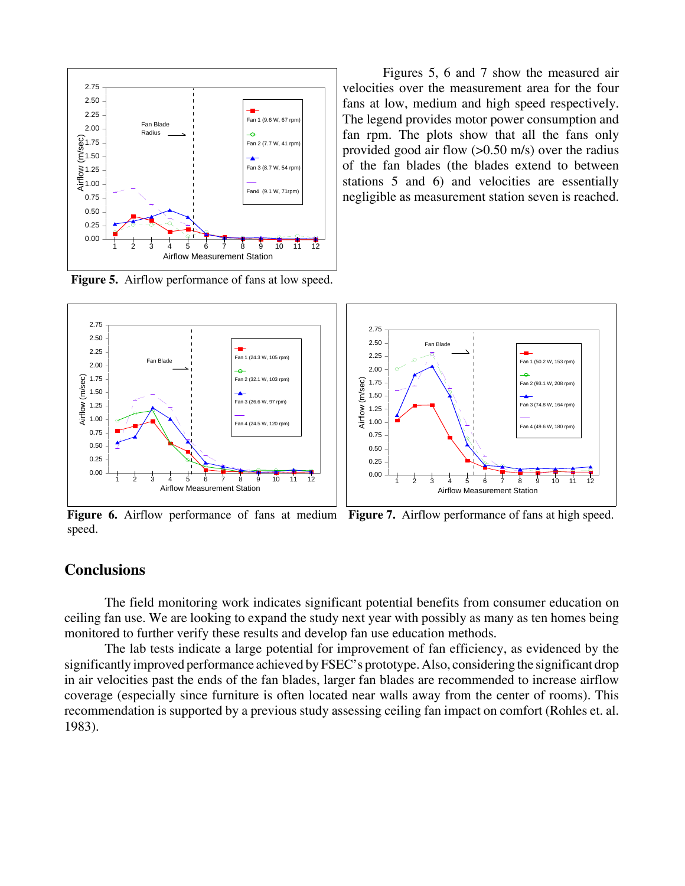Figures 5, 6 and 7 show the measured air velocities over the measurement area for the four fans at low, medium and high speed respectively. The legend provides motor power consumption and fan rpm. The plots show that all the fans only provided good air flow (>0.50 m/s) over the radius of the fan blades (the blades extend to between stations 5 and 6) and velocities are essentially negligible as measurement station seven is reached.

**Figure 5.** Airflow performance of fans at low speed.

**Figure 6.** Airflow performance of fans at medium speed.

**Figure 7.** Airflow performance of fans at high speed.

## Conclusions

The field monitoring work indicates significant potential benefits from consumer education on ceiling fan use. We are looking to expand the study next year with possibly as many as ten homes being monitored to further verify these results and develop fan use education methods.

The lab tests indicate a large potential for improvement of fan efficiency, as evidenced by the significantly improved performance achieved by FSEC's prototype. Also, considering the significant drop in air velocities past the ends of the fan blades, larger fan blades are recommended to increase airflow coverage (especially since furniture is often located near walls away from the center of rooms). This recommendation is supported by a previous study assessing ceiling fan impact on comfort (Rohles et. al. 1983).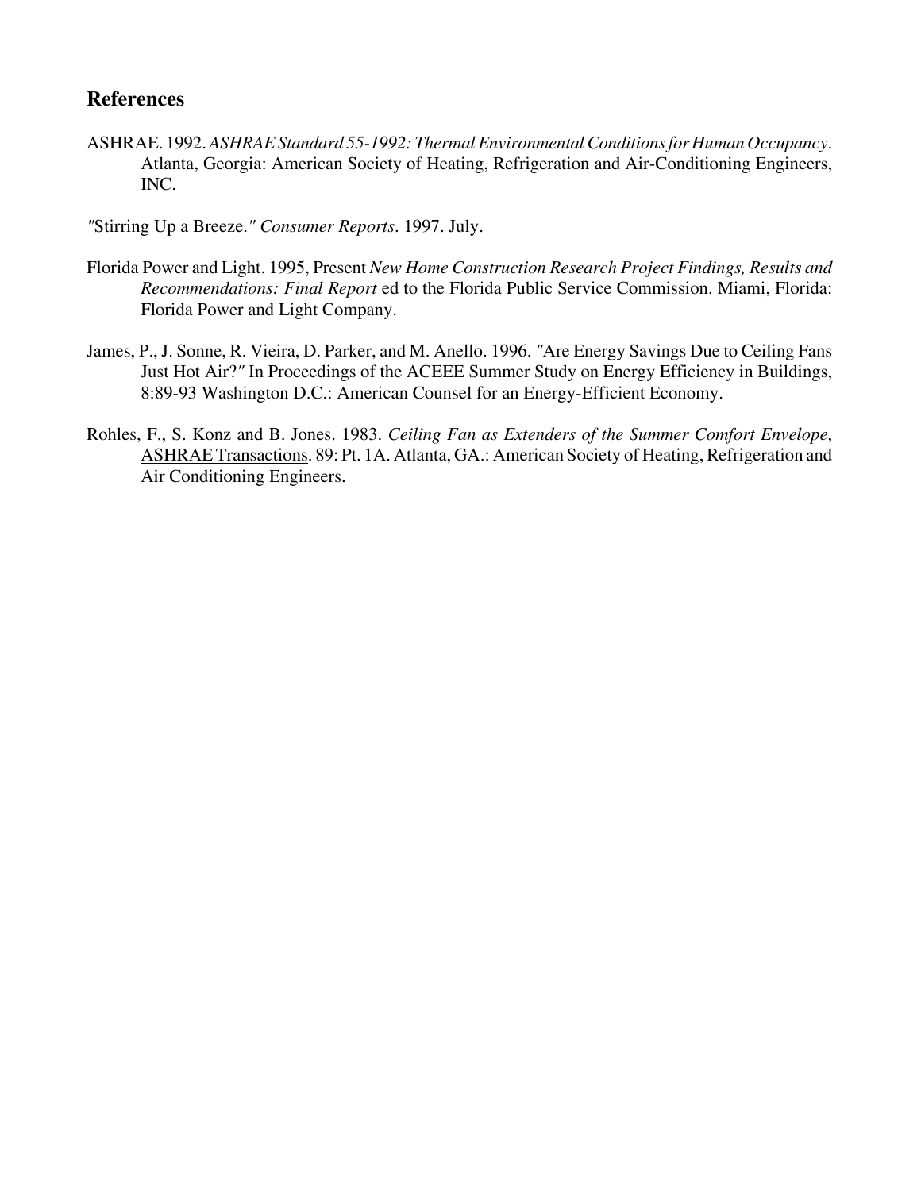## References

ASHRAE. 1992. *ASHRAE Standard 55-1992: Thermal Environmental Conditions for Human Occupancy*. Atlanta, Georgia: American Society of Heating, Refrigeration and Air-Conditioning Engineers, INC.

*"*Stirring Up a Breeze.*" Consumer Reports*. 1997. July.

Florida Power and Light. 1995, Present *New Home Construction Research Project Findings, Results and Recommendations: Final Report* ed to the Florida Public Service Commission. Miami, Florida: Florida Power and Light Company.

James, P., J. Sonne, R. Vieira, D. Parker, and M. Anello. 1996. "Are Energy Savings Due to Ceiling Fans Just Hot Air?" In Proceedings of the ACEEE Summer Study on Energy Efficiency in Buildings, 8:89-93 Washington D.C.: American Counsel for an Energy-Efficient Economy.

Rohles, F., S. Konz and B. Jones. 1983. *Ceiling Fan as Extenders of the Summer Comfort Envelope*, ASHRAE Transactions. 89: Pt. 1A. Atlanta, GA.: American Society of Heating, Refrigeration and Air Conditioning Engineers.